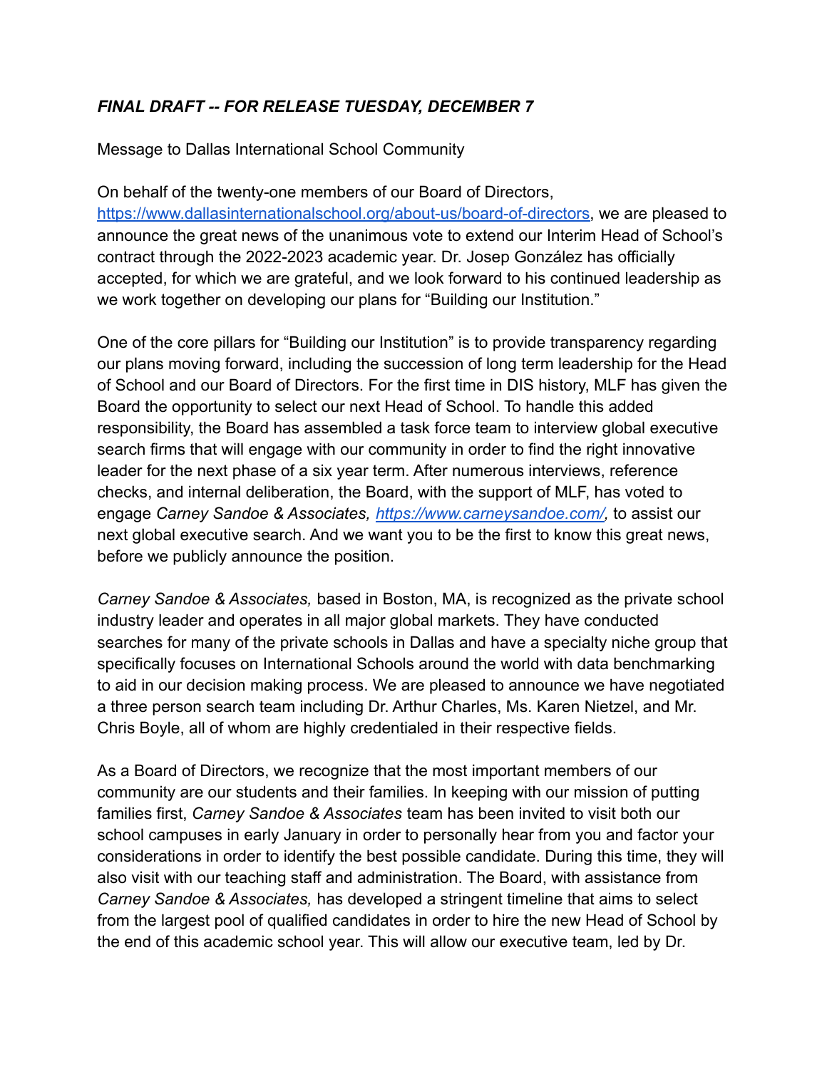***FINAL DRAFT -- FOR RELEASE TUESDAY, DECEMBER 7***

Message to Dallas International School Community

On behalf of the twenty-one members of our Board of Directors, https://www.dallasinternationalschool.org/about-us/board-of-directors, we are pleased to announce the great news of the unanimous vote to extend our Interim Head of School's contract through the 2022-2023 academic year. Dr. Josep González has officially accepted, for which we are grateful, and we look forward to his continued leadership as we work together on developing our plans for "Building our Institution."

One of the core pillars for "Building our Institution" is to provide transparency regarding our plans moving forward, including the succession of long term leadership for the Head of School and our Board of Directors. For the first time in DIS history, MLF has given the Board the opportunity to select our next Head of School. To handle this added responsibility, the Board has assembled a task force team to interview global executive search firms that will engage with our community in order to find the right innovative leader for the next phase of a six year term. After numerous interviews, reference checks, and internal deliberation, the Board, with the support of MLF, has voted to engage *Carney Sandoe & Associates, https://www.carneysandoe.com/,* to assist our next global executive search. And we want you to be the first to know this great news, before we publicly announce the position.

*Carney Sandoe & Associates,* based in Boston, MA, is recognized as the private school industry leader and operates in all major global markets. They have conducted searches for many of the private schools in Dallas and have a specialty niche group that specifically focuses on International Schools around the world with data benchmarking to aid in our decision making process. We are pleased to announce we have negotiated a three person search team including Dr. Arthur Charles, Ms. Karen Nietzel, and Mr. Chris Boyle, all of whom are highly credentialed in their respective fields.

As a Board of Directors, we recognize that the most important members of our community are our students and their families. In keeping with our mission of putting families first, *Carney Sandoe & Associates* team has been invited to visit both our school campuses in early January in order to personally hear from you and factor your considerations in order to identify the best possible candidate. During this time, they will also visit with our teaching staff and administration. The Board, with assistance from *Carney Sandoe & Associates,* has developed a stringent timeline that aims to select from the largest pool of qualified candidates in order to hire the new Head of School by the end of this academic school year. This will allow our executive team, led by Dr.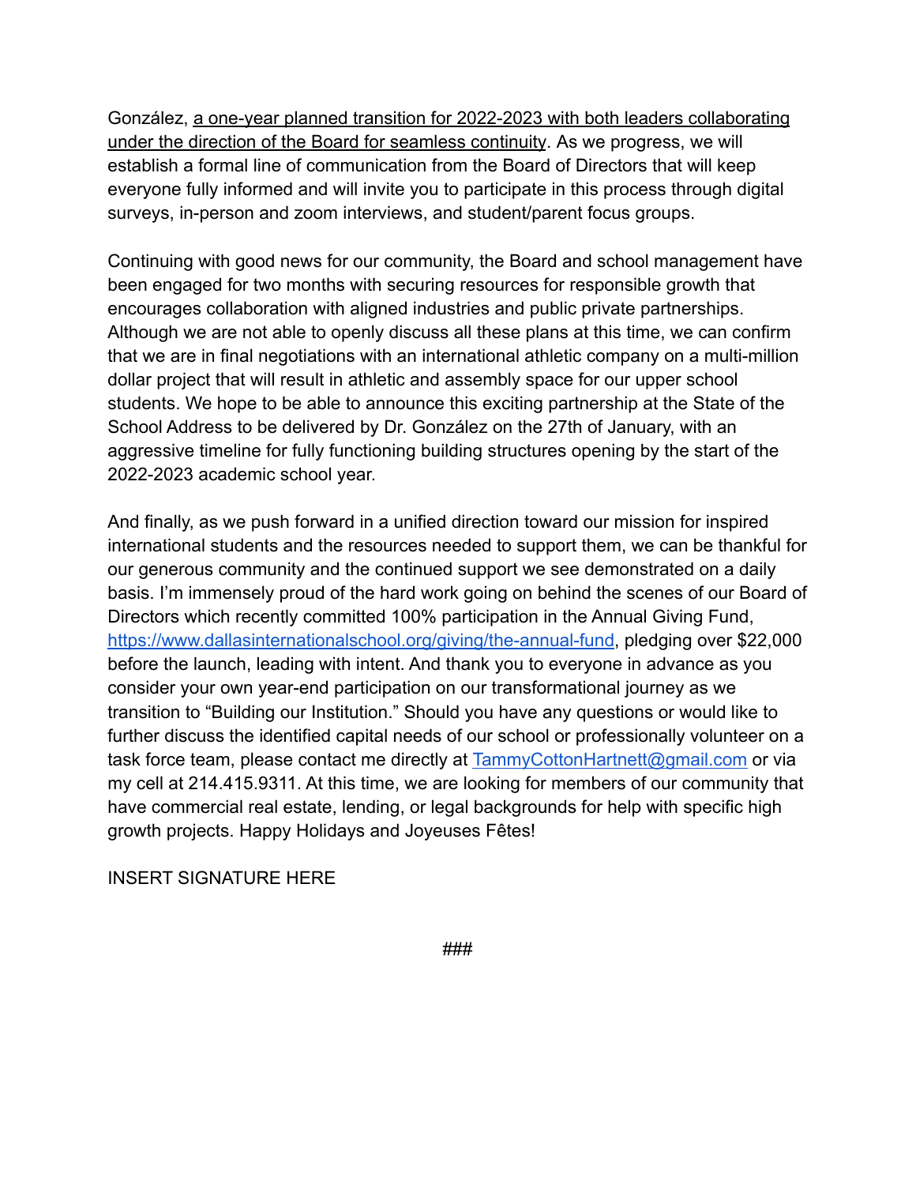González, a one-year planned transition for 2022-2023 with both leaders collaborating under the direction of the Board for seamless continuity. As we progress, we will establish a formal line of communication from the Board of Directors that will keep everyone fully informed and will invite you to participate in this process through digital surveys, in-person and zoom interviews, and student/parent focus groups.

Continuing with good news for our community, the Board and school management have been engaged for two months with securing resources for responsible growth that encourages collaboration with aligned industries and public private partnerships. Although we are not able to openly discuss all these plans at this time, we can confirm that we are in final negotiations with an international athletic company on a multi-million dollar project that will result in athletic and assembly space for our upper school students. We hope to be able to announce this exciting partnership at the State of the School Address to be delivered by Dr. González on the 27th of January, with an aggressive timeline for fully functioning building structures opening by the start of the 2022-2023 academic school year.

And finally, as we push forward in a unified direction toward our mission for inspired international students and the resources needed to support them, we can be thankful for our generous community and the continued support we see demonstrated on a daily basis. I'm immensely proud of the hard work going on behind the scenes of our Board of Directors which recently committed 100% participation in the Annual Giving Fund, https://www.dallasinternationalschool.org/giving/the-annual-fund, pledging over $22,000 before the launch, leading with intent. And thank you to everyone in advance as you consider your own year-end participation on our transformational journey as we transition to "Building our Institution." Should you have any questions or would like to further discuss the identified capital needs of our school or professionally volunteer on a task force team, please contact me directly at TammyCottonHartnett@gmail.com or via my cell at 214.415.9311. At this time, we are looking for members of our community that have commercial real estate, lending, or legal backgrounds for help with specific high growth projects. Happy Holidays and Joyeuses Fêtes!

INSERT SIGNATURE HERE

###